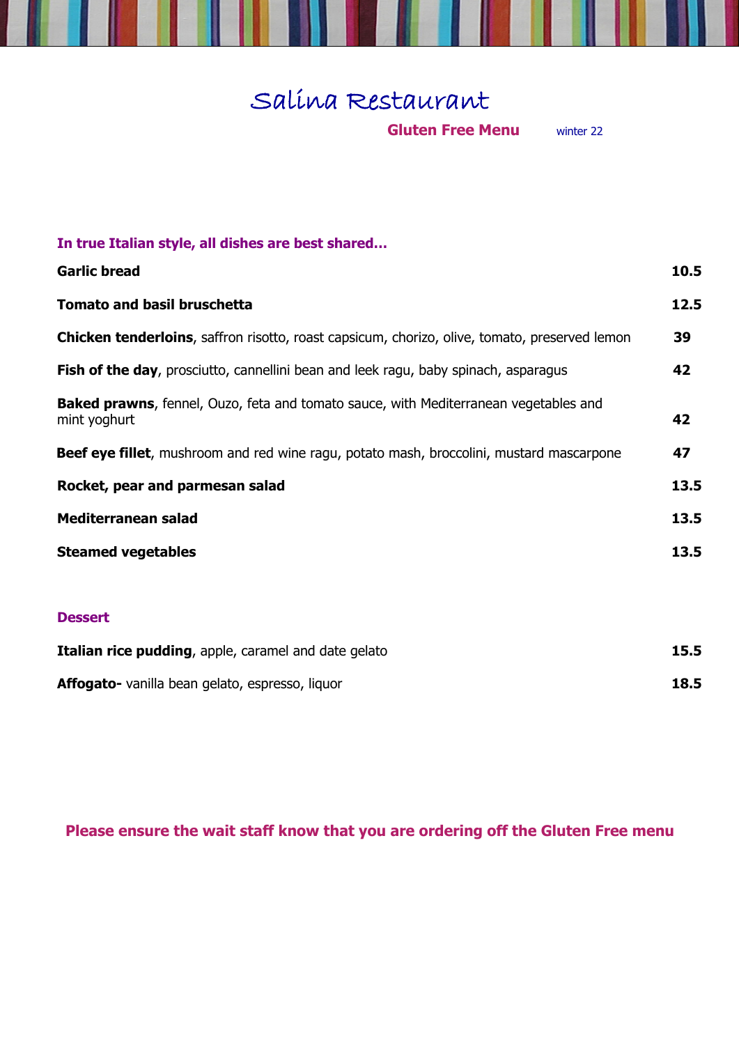# Salina Restaurant

**Gluten Free Menu** winter 22

## In true Italian style, all dishes are best shared…

| | |
|---|---|
| **Garlic bread** | **10.5** |
| **Tomato and basil bruschetta** | **12.5** |
| **Chicken tenderloins**, saffron risotto, roast capsicum, chorizo, olive, tomato, preserved lemon | **39** |
| **Fish of the day**, prosciutto, cannellini bean and leek ragu, baby spinach, asparagus | **42** |
| **Baked prawns**, fennel, Ouzo, feta and tomato sauce, with Mediterranean vegetables and mint yoghurt | **42** |
| **Beef eye fillet**, mushroom and red wine ragu, potato mash, broccolini, mustard mascarpone | **47** |
| **Rocket, pear and parmesan salad** | **13.5** |
| **Mediterranean salad** | **13.5** |
| **Steamed vegetables** | **13.5** |

## Dessert

| | |
|---|---|
| **Italian rice pudding**, apple, caramel and date gelato | **15.5** |
| **Affogato-** vanilla bean gelato, espresso, liquor | **18.5** |

**Please ensure the wait staff know that you are ordering off the Gluten Free menu**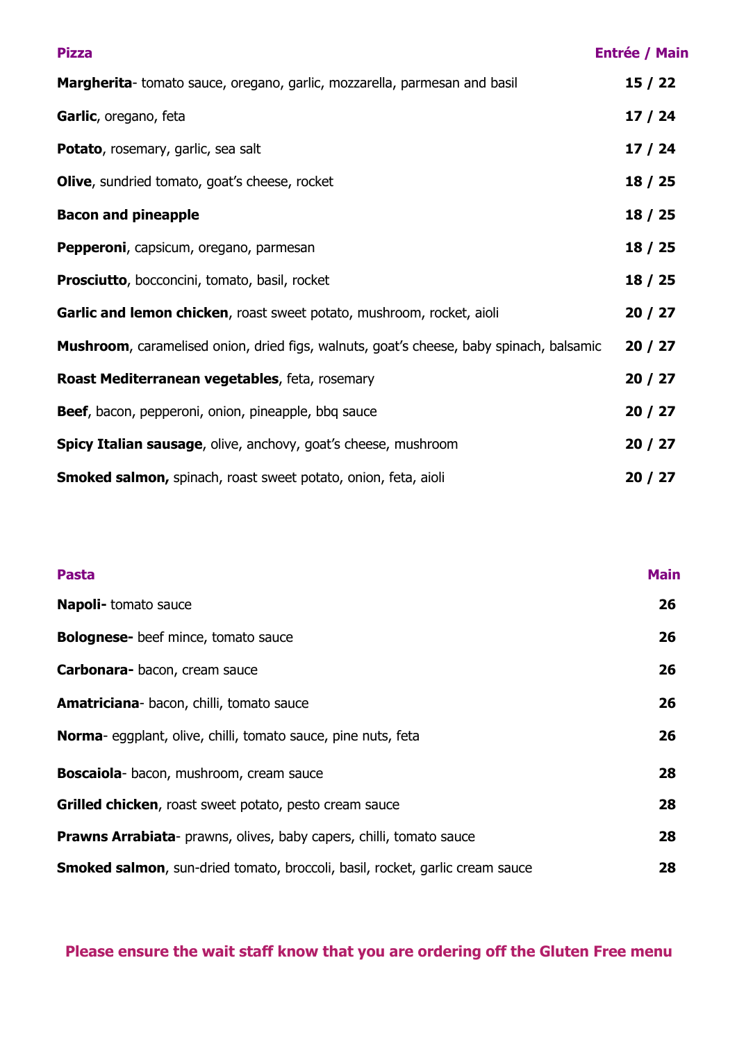| Pizza | Entrée / Main |
|---|---|
| **Margherita**- tomato sauce, oregano, garlic, mozzarella, parmesan and basil | **15 / 22** |
| **Garlic**, oregano, feta | **17 / 24** |
| **Potato**, rosemary, garlic, sea salt | **17 / 24** |
| **Olive**, sundried tomato, goat's cheese, rocket | **18 / 25** |
| **Bacon and pineapple** | **18 / 25** |
| **Pepperoni**, capsicum, oregano, parmesan | **18 / 25** |
| **Prosciutto**, bocconcini, tomato, basil, rocket | **18 / 25** |
| **Garlic and lemon chicken**, roast sweet potato, mushroom, rocket, aioli | **20 / 27** |
| **Mushroom**, caramelised onion, dried figs, walnuts, goat's cheese, baby spinach, balsamic | **20 / 27** |
| **Roast Mediterranean vegetables**, feta, rosemary | **20 / 27** |
| **Beef**, bacon, pepperoni, onion, pineapple, bbq sauce | **20 / 27** |
| **Spicy Italian sausage**, olive, anchovy, goat's cheese, mushroom | **20 / 27** |
| **Smoked salmon,** spinach, roast sweet potato, onion, feta, aioli | **20 / 27** |

| Pasta | Main |
|---|---|
| **Napoli-** tomato sauce | **26** |
| **Bolognese-** beef mince, tomato sauce | **26** |
| **Carbonara-** bacon, cream sauce | **26** |
| **Amatriciana**- bacon, chilli, tomato sauce | **26** |
| **Norma**- eggplant, olive, chilli, tomato sauce, pine nuts, feta | **26** |
| **Boscaiola**- bacon, mushroom, cream sauce | **28** |
| **Grilled chicken**, roast sweet potato, pesto cream sauce | **28** |
| **Prawns Arrabiata**- prawns, olives, baby capers, chilli, tomato sauce | **28** |
| **Smoked salmon**, sun-dried tomato, broccoli, basil, rocket, garlic cream sauce | **28** |

**Please ensure the wait staff know that you are ordering off the Gluten Free menu**